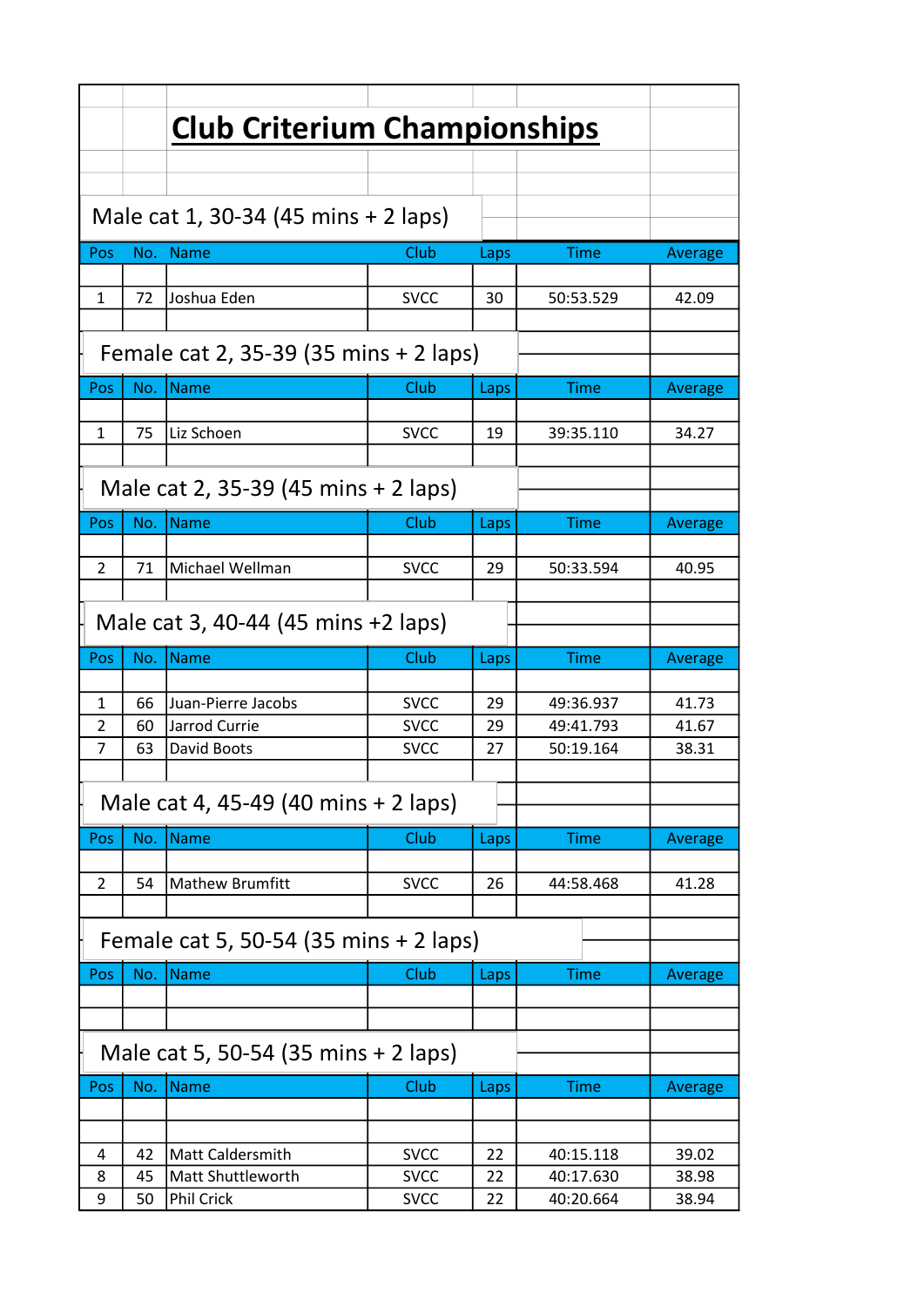# Club Criterium Championships

## Male cat 1, 30-34 (45 mins + 2 laps)

| Pos | No. | Name | Club | Laps | Time | Average |
|---|---|---|---|---|---|---|
| 1 | 72 | Joshua Eden | SVCC | 30 | 50:53.529 | 42.09 |

## Female cat 2, 35-39 (35 mins + 2 laps)

| Pos | No. | Name | Club | Laps | Time | Average |
|---|---|---|---|---|---|---|
| 1 | 75 | Liz Schoen | SVCC | 19 | 39:35.110 | 34.27 |

## Male cat 2, 35-39 (45 mins + 2 laps)

| Pos | No. | Name | Club | Laps | Time | Average |
|---|---|---|---|---|---|---|
| 2 | 71 | Michael Wellman | SVCC | 29 | 50:33.594 | 40.95 |

## Male cat 3, 40-44 (45 mins +2 laps)

| Pos | No. | Name | Club | Laps | Time | Average |
|---|---|---|---|---|---|---|
| 1 | 66 | Juan-Pierre Jacobs | SVCC | 29 | 49:36.937 | 41.73 |
| 2 | 60 | Jarrod Currie | SVCC | 29 | 49:41.793 | 41.67 |
| 7 | 63 | David Boots | SVCC | 27 | 50:19.164 | 38.31 |

## Male cat 4, 45-49 (40 mins + 2 laps)

| Pos | No. | Name | Club | Laps | Time | Average |
|---|---|---|---|---|---|---|
| 2 | 54 | Mathew Brumfitt | SVCC | 26 | 44:58.468 | 41.28 |

## Female cat 5, 50-54 (35 mins + 2 laps)

| Pos | No. | Name | Club | Laps | Time | Average |
|---|---|---|---|---|---|---|
| | | | | | | |

## Male cat 5, 50-54 (35 mins + 2 laps)

| Pos | No. | Name | Club | Laps | Time | Average |
|---|---|---|---|---|---|---|
| 4 | 42 | Matt Caldersmith | SVCC | 22 | 40:15.118 | 39.02 |
| 8 | 45 | Matt Shuttleworth | SVCC | 22 | 40:17.630 | 38.98 |
| 9 | 50 | Phil Crick | SVCC | 22 | 40:20.664 | 38.94 |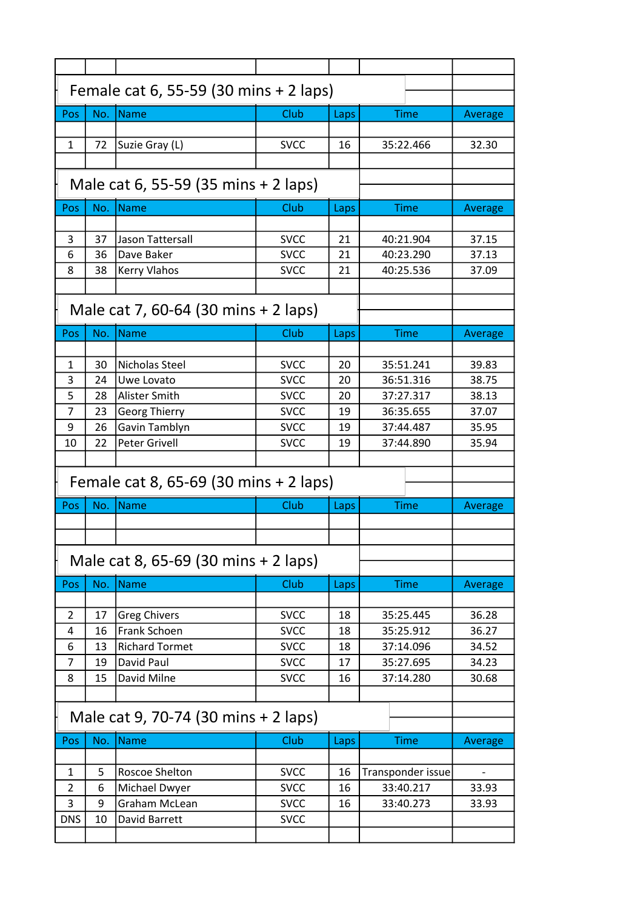## Female cat 6, 55-59 (30 mins + 2 laps)

| Pos | No. | Name | Club | Laps | Time | Average |
|---|---|---|---|---|---|---|
| 1 | 72 | Suzie Gray (L) | SVCC | 16 | 35:22.466 | 32.30 |

## Male cat 6, 55-59 (35 mins + 2 laps)

| Pos | No. | Name | Club | Laps | Time | Average |
|---|---|---|---|---|---|---|
| 3 | 37 | Jason Tattersall | SVCC | 21 | 40:21.904 | 37.15 |
| 6 | 36 | Dave Baker | SVCC | 21 | 40:23.290 | 37.13 |
| 8 | 38 | Kerry Vlahos | SVCC | 21 | 40:25.536 | 37.09 |

## Male cat 7, 60-64 (30 mins + 2 laps)

| Pos | No. | Name | Club | Laps | Time | Average |
|---|---|---|---|---|---|---|
| 1 | 30 | Nicholas Steel | SVCC | 20 | 35:51.241 | 39.83 |
| 3 | 24 | Uwe Lovato | SVCC | 20 | 36:51.316 | 38.75 |
| 5 | 28 | Alister Smith | SVCC | 20 | 37:27.317 | 38.13 |
| 7 | 23 | Georg Thierry | SVCC | 19 | 36:35.655 | 37.07 |
| 9 | 26 | Gavin Tamblyn | SVCC | 19 | 37:44.487 | 35.95 |
| 10 | 22 | Peter Grivell | SVCC | 19 | 37:44.890 | 35.94 |

## Female cat 8, 65-69 (30 mins + 2 laps)

| Pos | No. | Name | Club | Laps | Time | Average |
|---|---|---|---|---|---|---|
| | | | | | | |

## Male cat 8, 65-69 (30 mins + 2 laps)

| Pos | No. | Name | Club | Laps | Time | Average |
|---|---|---|---|---|---|---|
| 2 | 17 | Greg Chivers | SVCC | 18 | 35:25.445 | 36.28 |
| 4 | 16 | Frank Schoen | SVCC | 18 | 35:25.912 | 36.27 |
| 6 | 13 | Richard Tormet | SVCC | 18 | 37:14.096 | 34.52 |
| 7 | 19 | David Paul | SVCC | 17 | 35:27.695 | 34.23 |
| 8 | 15 | David Milne | SVCC | 16 | 37:14.280 | 30.68 |

## Male cat 9, 70-74 (30 mins + 2 laps)

| Pos | No. | Name | Club | Laps | Time | Average |
|---|---|---|---|---|---|---|
| 1 | 5 | Roscoe Shelton | SVCC | 16 | Transponder issue | - |
| 2 | 6 | Michael Dwyer | SVCC | 16 | 33:40.217 | 33.93 |
| 3 | 9 | Graham McLean | SVCC | 16 | 33:40.273 | 33.93 |
| DNS | 10 | David Barrett | SVCC | | | |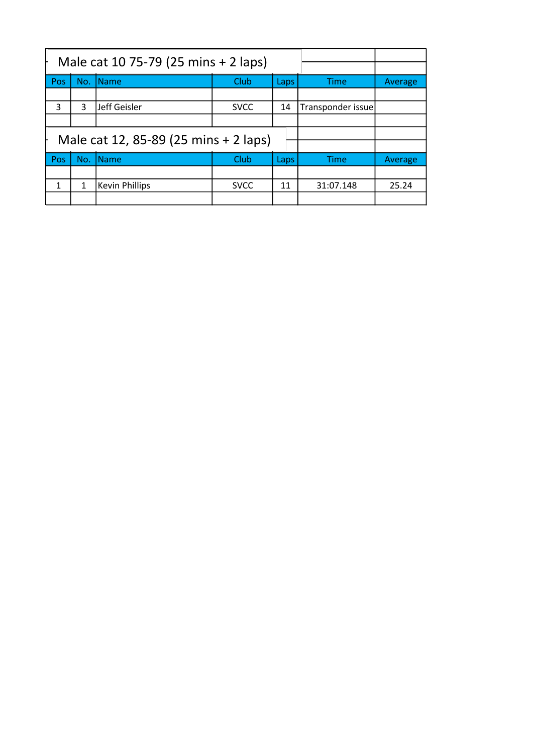## Male cat 10 75-79 (25 mins + 2 laps)

| Pos | No. | Name | Club | Laps | Time | Average |
|---|---|---|---|---|---|---|
| 3 | 3 | Jeff Geisler | SVCC | 14 | Transponder issue | |

## Male cat 12, 85-89 (25 mins + 2 laps)

| Pos | No. | Name | Club | Laps | Time | Average |
|---|---|---|---|---|---|---|
| 1 | 1 | Kevin Phillips | SVCC | 11 | 31:07.148 | 25.24 |